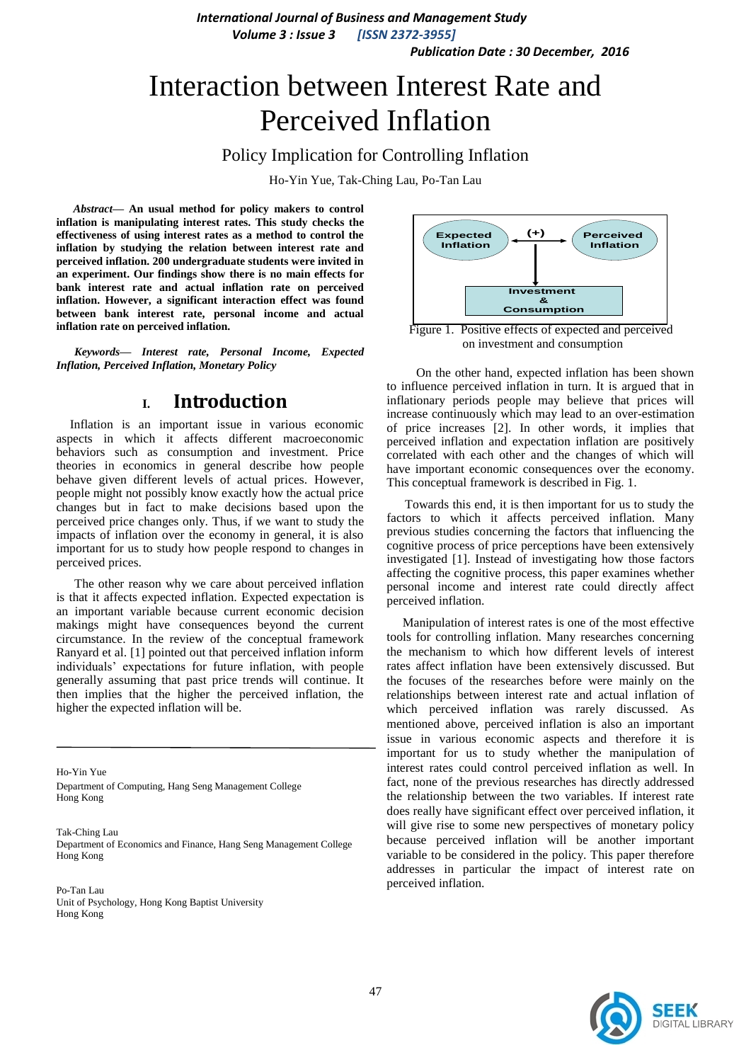# Interaction between Interest Rate and Perceived Inflation

## Policy Implication for Controlling Inflation

Ho-Yin Yue, Tak-Ching Lau, Po-Tan Lau

***Abstract*— An usual method for policy makers to control inflation is manipulating interest rates. This study checks the effectiveness of using interest rates as a method to control the inflation by studying the relation between interest rate and perceived inflation. 200 undergraduate students were invited in an experiment. Our findings show there is no main effects for bank interest rate and actual inflation rate on perceived inflation. However, a significant interaction effect was found between bank interest rate, personal income and actual inflation rate on perceived inflation.**

***Keywords*— Interest rate, Personal Income, Expected Inflation, Perceived Inflation, Monetary Policy**

## I. Introduction

Inflation is an important issue in various economic aspects in which it affects different macroeconomic behaviors such as consumption and investment. Price theories in economics in general describe how people behave given different levels of actual prices. However, people might not possibly know exactly how the actual price changes but in fact to make decisions based upon the perceived price changes only. Thus, if we want to study the impacts of inflation over the economy in general, it is also important for us to study how people respond to changes in perceived prices.

The other reason why we care about perceived inflation is that it affects expected inflation. Expected expectation is an important variable because current economic decision makings might have consequences beyond the current circumstance. In the review of the conceptual framework Ranyard et al. [1] pointed out that perceived inflation inform individuals' expectations for future inflation, with people generally assuming that past price trends will continue. It then implies that the higher the perceived inflation, the higher the expected inflation will be.

Ho-Yin Yue
Department of Computing, Hang Seng Management College
Hong Kong

Tak-Ching Lau
Department of Economics and Finance, Hang Seng Management College
Hong Kong

Po-Tan Lau
Unit of Psychology, Hong Kong Baptist University
Hong Kong

Expected Inflation (+) Perceived Inflation → Investment & Consumption

Figure 1. Positive effects of expected and perceived on investment and consumption

On the other hand, expected inflation has been shown to influence perceived inflation in turn. It is argued that in inflationary periods people may believe that prices will increase continuously which may lead to an over-estimation of price increases [2]. In other words, it implies that perceived inflation and expectation inflation are positively correlated with each other and the changes of which will have important economic consequences over the economy. This conceptual framework is described in Fig. 1.

Towards this end, it is then important for us to study the factors to which it affects perceived inflation. Many previous studies concerning the factors that influencing the cognitive process of price perceptions have been extensively investigated [1]. Instead of investigating how those factors affecting the cognitive process, this paper examines whether personal income and interest rate could directly affect perceived inflation.

Manipulation of interest rates is one of the most effective tools for controlling inflation. Many researches concerning the mechanism to which how different levels of interest rates affect inflation have been extensively discussed. But the focuses of the researches before were mainly on the relationships between interest rate and actual inflation of which perceived inflation was rarely discussed. As mentioned above, perceived inflation is also an important issue in various economic aspects and therefore it is important for us to study whether the manipulation of interest rates could control perceived inflation as well. In fact, none of the previous researches has directly addressed the relationship between the two variables. If interest rate does really have significant effect over perceived inflation, it will give rise to some new perspectives of monetary policy because perceived inflation will be another important variable to be considered in the policy. This paper therefore addresses in particular the impact of interest rate on perceived inflation.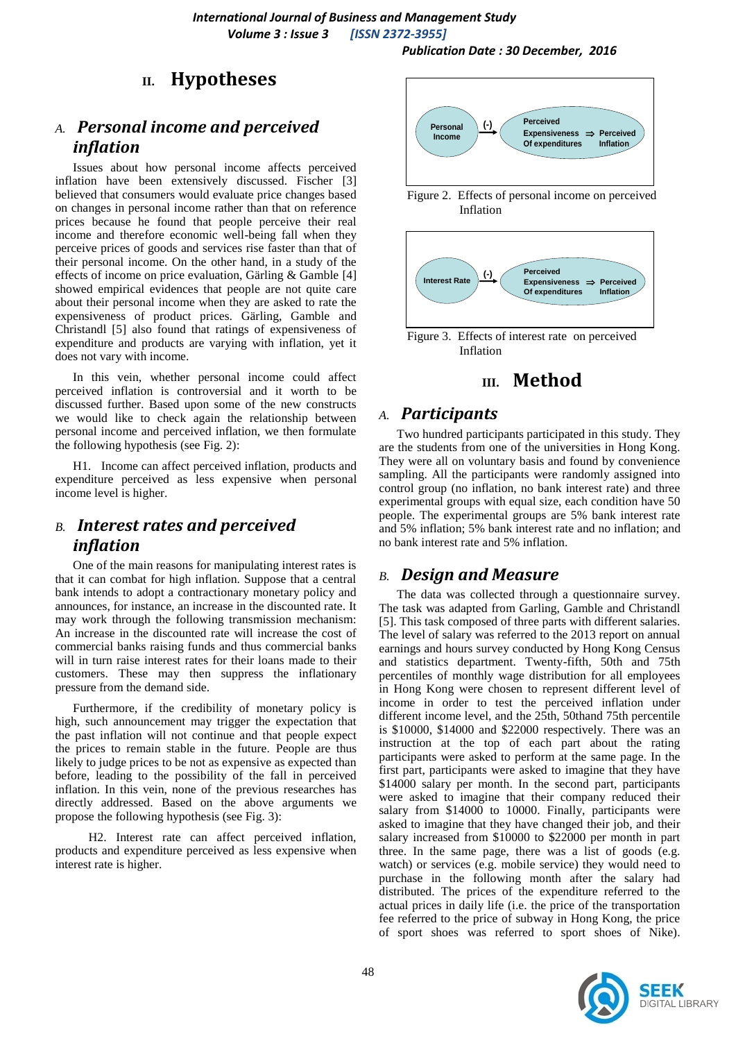## II. Hypotheses

### A. *Personal income and perceived inflation*

Issues about how personal income affects perceived inflation have been extensively discussed. Fischer [3] believed that consumers would evaluate price changes based on changes in personal income rather than that on reference prices because he found that people perceive their real income and therefore economic well-being fall when they perceive prices of goods and services rise faster than that of their personal income. On the other hand, in a study of the effects of income on price evaluation, Gärling & Gamble [4] showed empirical evidences that people are not quite care about their personal income when they are asked to rate the expensiveness of product prices. Gärling, Gamble and Christandl [5] also found that ratings of expensiveness of expenditure and products are varying with inflation, yet it does not vary with income.

In this vein, whether personal income could affect perceived inflation is controversial and it worth to be discussed further. Based upon some of the new constructs we would like to check again the relationship between personal income and perceived inflation, we then formulate the following hypothesis (see Fig. 2):

H1. Income can affect perceived inflation, products and expenditure perceived as less expensive when personal income level is higher.

### B. *Interest rates and perceived inflation*

One of the main reasons for manipulating interest rates is that it can combat for high inflation. Suppose that a central bank intends to adopt a contractionary monetary policy and announces, for instance, an increase in the discounted rate. It may work through the following transmission mechanism: An increase in the discounted rate will increase the cost of commercial banks raising funds and thus commercial banks will in turn raise interest rates for their loans made to their customers. These may then suppress the inflationary pressure from the demand side.

Furthermore, if the credibility of monetary policy is high, such announcement may trigger the expectation that the past inflation will not continue and that people expect the prices to remain stable in the future. People are thus likely to judge prices to be not as expensive as expected than before, leading to the possibility of the fall in perceived inflation. In this vein, none of the previous researches has directly addressed. Based on the above arguments we propose the following hypothesis (see Fig. 3):

H2. Interest rate can affect perceived inflation, products and expenditure perceived as less expensive when interest rate is higher.

Personal Income → (-) → Perceived Expensiveness Of expenditures ⇒ Perceived Inflation

Figure 2. Effects of personal income on perceived Inflation

Interest Rate → (-) → Perceived Expensiveness Of expenditures ⇒ Perceived Inflation

Figure 3. Effects of interest rate on perceived Inflation

## III. Method

### A. *Participants*

Two hundred participants participated in this study. They are the students from one of the universities in Hong Kong. They were all on voluntary basis and found by convenience sampling. All the participants were randomly assigned into control group (no inflation, no bank interest rate) and three experimental groups with equal size, each condition have 50 people. The experimental groups are 5% bank interest rate and 5% inflation; 5% bank interest rate and no inflation; and no bank interest rate and 5% inflation.

### B. *Design and Measure*

The data was collected through a questionnaire survey. The task was adapted from Garling, Gamble and Christandl [5]. This task composed of three parts with different salaries. The level of salary was referred to the 2013 report on annual earnings and hours survey conducted by Hong Kong Census and statistics department. Twenty-fifth, 50th and 75th percentiles of monthly wage distribution for all employees in Hong Kong were chosen to represent different level of income in order to test the perceived inflation under different income level, and the 25th, 50thand 75th percentile is $10000, $14000 and $22000 respectively. There was an instruction at the top of each part about the rating participants were asked to perform at the same page. In the first part, participants were asked to imagine that they have $14000 salary per month. In the second part, participants were asked to imagine that their company reduced their salary from $14000 to 10000. Finally, participants were asked to imagine that they have changed their job, and their salary increased from $10000 to $22000 per month in part three. In the same page, there was a list of goods (e.g. watch) or services (e.g. mobile service) they would need to purchase in the following month after the salary had distributed. The prices of the expenditure referred to the actual prices in daily life (i.e. the price of the transportation fee referred to the price of subway in Hong Kong, the price of sport shoes was referred to sport shoes of Nike).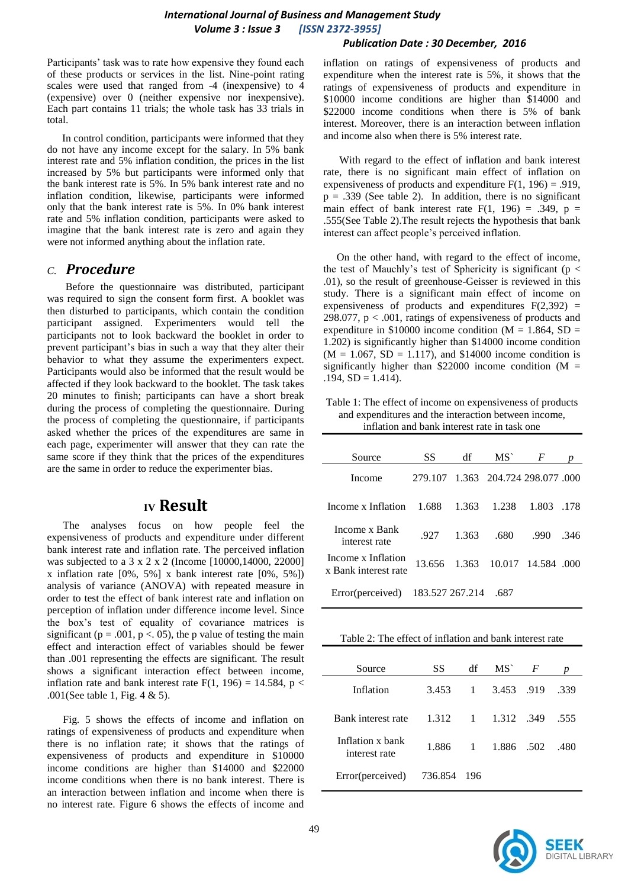Participants' task was to rate how expensive they found each of these products or services in the list. Nine-point rating scales were used that ranged from -4 (inexpensive) to 4 (expensive) over 0 (neither expensive nor inexpensive). Each part contains 11 trials; the whole task has 33 trials in total.

In control condition, participants were informed that they do not have any income except for the salary. In 5% bank interest rate and 5% inflation condition, the prices in the list increased by 5% but participants were informed only that the bank interest rate is 5%. In 5% bank interest rate and no inflation condition, likewise, participants were informed only that the bank interest rate is 5%. In 0% bank interest rate and 5% inflation condition, participants were asked to imagine that the bank interest rate is zero and again they were not informed anything about the inflation rate.

### C. *Procedure*

Before the questionnaire was distributed, participant was required to sign the consent form first. A booklet was then disturbed to participants, which contain the condition participant assigned. Experimenters would tell the participants not to look backward the booklet in order to prevent participant's bias in such a way that they alter their behavior to what they assume the experimenters expect. Participants would also be informed that the result would be affected if they look backward to the booklet. The task takes 20 minutes to finish; participants can have a short break during the process of completing the questionnaire. During the process of completing the questionnaire, if participants asked whether the prices of the expenditures are same in each page, experimenter will answer that they can rate the same score if they think that the prices of the expenditures are the same in order to reduce the experimenter bias.

## IV Result

The analyses focus on how people feel the expensiveness of products and expenditure under different bank interest rate and inflation rate. The perceived inflation was subjected to a 3 x 2 x 2 (Income [10000,14000, 22000] x inflation rate [0%, 5%] x bank interest rate [0%, 5%]) analysis of variance (ANOVA) with repeated measure in order to test the effect of bank interest rate and inflation on perception of inflation under difference income level. Since the box's test of equality of covariance matrices is significant ($p = .001$, $p <. 05$), the p value of testing the main effect and interaction effect of variables should be fewer than .001 representing the effects are significant. The result shows a significant interaction effect between income, inflation rate and bank interest rate $F(1, 196) = 14.584$, $p < .001$(See table 1, Fig. 4 & 5).

Fig. 5 shows the effects of income and inflation on ratings of expensiveness of products and expenditure when there is no inflation rate; it shows that the ratings of expensiveness of products and expenditure in $10000 income conditions are higher than $14000 and $22000 income conditions when there is no bank interest. There is an interaction between inflation and income when there is no interest rate. Figure 6 shows the effects of income and inflation on ratings of expensiveness of products and expenditure when the interest rate is 5%, it shows that the ratings of expensiveness of products and expenditure in $10000 income conditions are higher than $14000 and $22000 income conditions when there is 5% of bank interest. Moreover, there is an interaction between inflation and income also when there is 5% interest rate.

With regard to the effect of inflation and bank interest rate, there is no significant main effect of inflation on expensiveness of products and expenditure $F(1, 196) = .919$, $p = .339$ (See table 2). In addition, there is no significant main effect of bank interest rate $F(1, 196) = .349$, $p = .555$(See Table 2).The result rejects the hypothesis that bank interest can affect people's perceived inflation.

On the other hand, with regard to the effect of income, the test of Mauchly's test of Sphericity is significant ($p < .01$), so the result of greenhouse-Geisser is reviewed in this study. There is a significant main effect of income on expensiveness of products and expenditures $F(2,392) = 298.077$, $p < .001$, ratings of expensiveness of products and expenditure in $10000 income condition ($M = 1.864$, $SD = 1.202$) is significantly higher than $14000 income condition ($M = 1.067$, $SD = 1.117$), and $14000 income condition is significantly higher than $22000 income condition ($M = .194$, $SD = 1.414$).

Table 1: The effect of income on expensiveness of products and expenditures and the interaction between income, inflation and bank interest rate in task one

| Source | SS | df | MS` | *F* | *p* |
|---|---|---|---|---|---|
| Income | 279.107 | 1.363 | 204.724 | 298.077 | .000 |
| Income x Inflation | 1.688 | 1.363 | 1.238 | 1.803 | .178 |
| Income x Bank interest rate | .927 | 1.363 | .680 | .990 | .346 |
| Income x Inflation x Bank interest rate | 13.656 | 1.363 | 10.017 | 14.584 | .000 |
| Error(perceived) | 183.527 | 267.214 | .687 | | |

Table 2: The effect of inflation and bank interest rate

| Source | SS | df | MS` | *F* | *p* |
|---|---|---|---|---|---|
| Inflation | 3.453 | 1 | 3.453 | .919 | .339 |
| Bank interest rate | 1.312 | 1 | 1.312 | .349 | .555 |
| Inflation x bank interest rate | 1.886 | 1 | 1.886 | .502 | .480 |
| Error(perceived) | 736.854 | 196 | | | |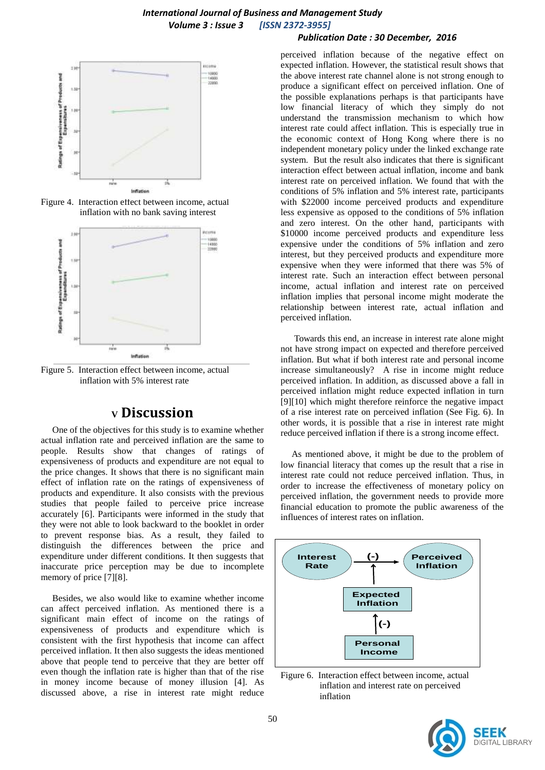Figure 4. Interaction effect between income, actual inflation with no bank saving interest

Figure 5. Interaction effect between income, actual inflation with 5% interest rate

## V Discussion

One of the objectives for this study is to examine whether actual inflation rate and perceived inflation are the same to people. Results show that changes of ratings of expensiveness of products and expenditure are not equal to the price changes. It shows that there is no significant main effect of inflation rate on the ratings of expensiveness of products and expenditure. It also consists with the previous studies that people failed to perceive price increase accurately [6]. Participants were informed in the study that they were not able to look backward to the booklet in order to prevent response bias. As a result, they failed to distinguish the differences between the price and expenditure under different conditions. It then suggests that inaccurate price perception may be due to incomplete memory of price [7][8].

Besides, we also would like to examine whether income can affect perceived inflation. As mentioned there is a significant main effect of income on the ratings of expensiveness of products and expenditure which is consistent with the first hypothesis that income can affect perceived inflation. It then also suggests the ideas mentioned above that people tend to perceive that they are better off even though the inflation rate is higher than that of the rise in money income because of money illusion [4]. As discussed above, a rise in interest rate might reduce perceived inflation because of the negative effect on expected inflation. However, the statistical result shows that the above interest rate channel alone is not strong enough to produce a significant effect on perceived inflation. One of the possible explanations perhaps is that participants have low financial literacy of which they simply do not understand the transmission mechanism to which how interest rate could affect inflation. This is especially true in the economic context of Hong Kong where there is no independent monetary policy under the linked exchange rate system. But the result also indicates that there is significant interaction effect between actual inflation, income and bank interest rate on perceived inflation. We found that with the conditions of 5% inflation and 5% interest rate, participants with $22000 income perceived products and expenditure less expensive as opposed to the conditions of 5% inflation and zero interest. On the other hand, participants with $10000 income perceived products and expenditure less expensive under the conditions of 5% inflation and zero interest, but they perceived products and expenditure more expensive when they were informed that there was 5% of interest rate. Such an interaction effect between personal income, actual inflation and interest rate on perceived inflation implies that personal income might moderate the relationship between interest rate, actual inflation and perceived inflation.

Towards this end, an increase in interest rate alone might not have strong impact on expected and therefore perceived inflation. But what if both interest rate and personal income increase simultaneously? A rise in income might reduce perceived inflation. In addition, as discussed above a fall in perceived inflation might reduce expected inflation in turn [9][10] which might therefore reinforce the negative impact of a rise interest rate on perceived inflation (See Fig. 6). In other words, it is possible that a rise in interest rate might reduce perceived inflation if there is a strong income effect.

As mentioned above, it might be due to the problem of low financial literacy that comes up the result that a rise in interest rate could not reduce perceived inflation. Thus, in order to increase the effectiveness of monetary policy on perceived inflation, the government needs to provide more financial education to promote the public awareness of the influences of interest rates on inflation.

Figure 6. Interaction effect between income, actual inflation and interest rate on perceived inflation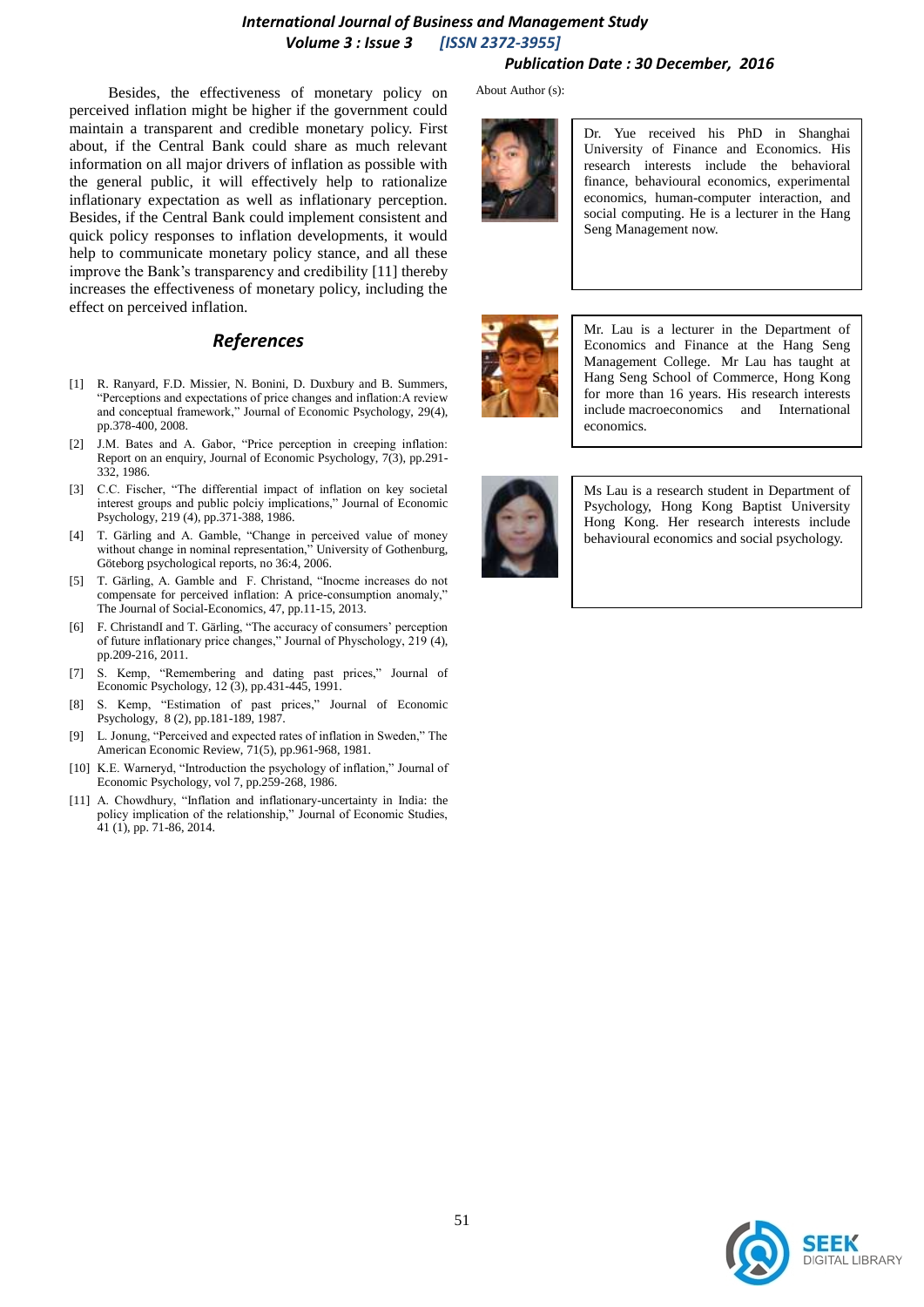Besides, the effectiveness of monetary policy on perceived inflation might be higher if the government could maintain a transparent and credible monetary policy. First about, if the Central Bank could share as much relevant information on all major drivers of inflation as possible with the general public, it will effectively help to rationalize inflationary expectation as well as inflationary perception. Besides, if the Central Bank could implement consistent and quick policy responses to inflation developments, it would help to communicate monetary policy stance, and all these improve the Bank's transparency and credibility [11] thereby increases the effectiveness of monetary policy, including the effect on perceived inflation.

## References

[1] R. Ranyard, F.D. Missier, N. Bonini, D. Duxbury and B. Summers, "Perceptions and expectations of price changes and inflation:A review and conceptual framework," Journal of Economic Psychology, 29(4), pp.378-400, 2008.

[2] J.M. Bates and A. Gabor, "Price perception in creeping inflation: Report on an enquiry, Journal of Economic Psychology, 7(3), pp.291-332, 1986.

[3] C.C. Fischer, "The differential impact of inflation on key societal interest groups and public polciy implications," Journal of Economic Psychology, 219 (4), pp.371-388, 1986.

[4] T. Gärling and A. Gamble, "Change in perceived value of money without change in nominal representation," University of Gothenburg, Göteborg psychological reports, no 36:4, 2006.

[5] T. Gärling, A. Gamble and F. Christand, "Inocme increases do not compensate for perceived inflation: A price-consumption anomaly," The Journal of Social-Economics, 47, pp.11-15, 2013.

[6] F. ChristandI and T. Gärling, "The accuracy of consumers' perception of future inflationary price changes," Journal of Physchology, 219 (4), pp.209-216, 2011.

[7] S. Kemp, "Remembering and dating past prices," Journal of Economic Psychology, 12 (3), pp.431-445, 1991.

[8] S. Kemp, "Estimation of past prices," Journal of Economic Psychology, 8 (2), pp.181-189, 1987.

[9] L. Jonung, "Perceived and expected rates of inflation in Sweden," The American Economic Review, 71(5), pp.961-968, 1981.

[10] K.E. Warneryd, "Introduction the psychology of inflation," Journal of Economic Psychology, vol 7, pp.259-268, 1986.

[11] A. Chowdhury, "Inflation and inflationary-uncertainty in India: the policy implication of the relationship," Journal of Economic Studies, 41 (1), pp. 71-86, 2014.

About Author (s):

Dr. Yue received his PhD in Shanghai University of Finance and Economics. His research interests include the behavioral finance, behavioural economics, experimental economics, human-computer interaction, and social computing. He is a lecturer in the Hang Seng Management now.

Mr. Lau is a lecturer in the Department of Economics and Finance at the Hang Seng Management College. Mr Lau has taught at Hang Seng School of Commerce, Hong Kong for more than 16 years. His research interests include macroeconomics and International economics.

Ms Lau is a research student in Department of Psychology, Hong Kong Baptist University Hong Kong. Her research interests include behavioural economics and social psychology.